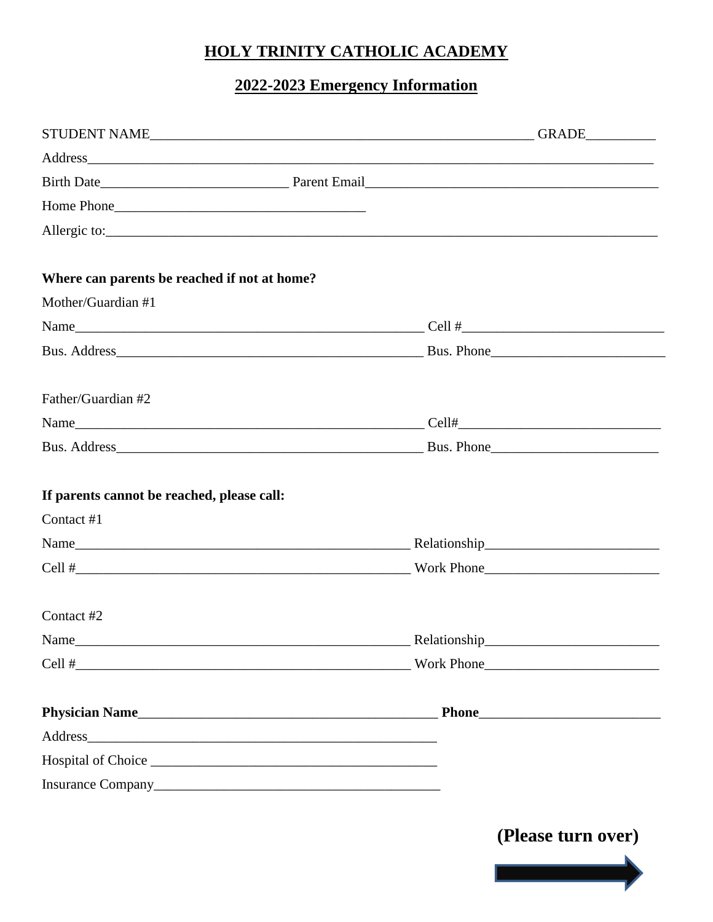# HOLY TRINITY CATHOLIC ACADEMY

## 2022-2023 Emergency Information

STUDENT NAME_________________________________________________________ GRADE__________

Address_____________________________________________________________________________________

Birth Date___________________________ Parent Email___________________________________________

Home Phone____________________________________

Allergic to:_________________________________________________________________________________

**Where can parents be reached if not at home?**

Mother/Guardian #1

Name__________________________________________________ Cell #____________________________

Bus. Address_____________________________________________ Bus. Phone_________________________

Father/Guardian #2

Name__________________________________________________ Cell#_____________________________

Bus. Address_____________________________________________ Bus. Phone_________________________

**If parents cannot be reached, please call:**

Contact #1

Name_________________________________________________ Relationship_________________________

Cell #_________________________________________________ Work Phone__________________________

Contact #2

Name_________________________________________________ Relationship_________________________

Cell #_________________________________________________ Work Phone__________________________

**Physician Name**_____________________________________________ **Phone**__________________________

Address___________________________________________________

Hospital of Choice _______________________________________

Insurance Company_________________________________________

**(Please turn over)**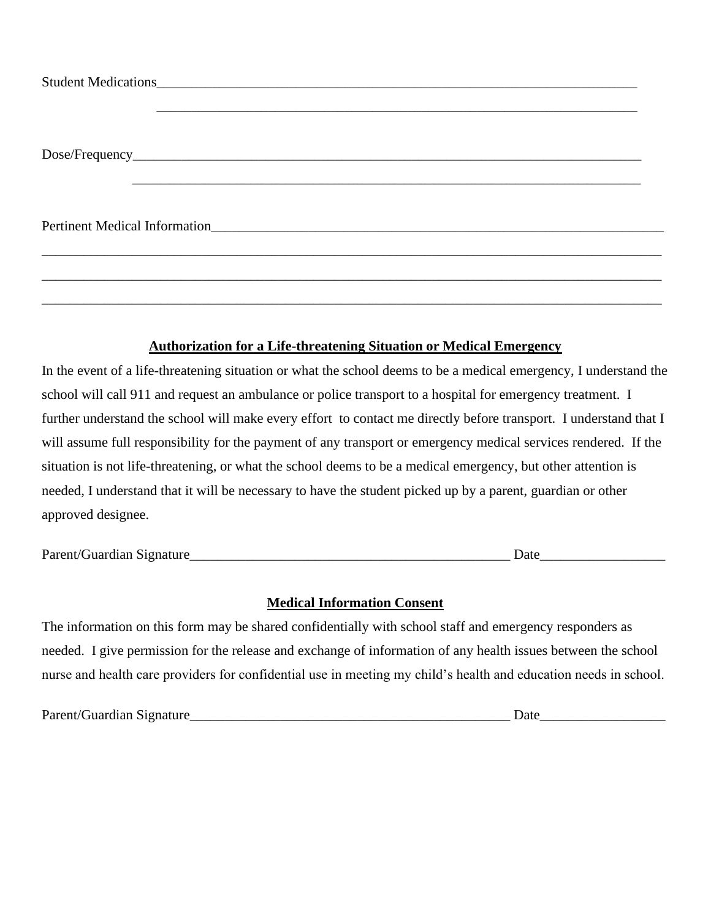Student Medications___________________________________________________________________________

___________________________________________________________________________

Dose/Frequency______________________________________________________________________________

______________________________________________________________________________

Pertinent Medical Information_________________________________________________________________

_____________________________________________________________________________________________

_____________________________________________________________________________________________

_____________________________________________________________________________________________

**Authorization for a Life-threatening Situation or Medical Emergency**

In the event of a life-threatening situation or what the school deems to be a medical emergency, I understand the school will call 911 and request an ambulance or police transport to a hospital for emergency treatment. I further understand the school will make every effort to contact me directly before transport. I understand that I will assume full responsibility for the payment of any transport or emergency medical services rendered. If the situation is not life-threatening, or what the school deems to be a medical emergency, but other attention is needed, I understand that it will be necessary to have the student picked up by a parent, guardian or other approved designee.

Parent/Guardian Signature_______________________________________________ Date__________________

**Medical Information Consent**

The information on this form may be shared confidentially with school staff and emergency responders as needed. I give permission for the release and exchange of information of any health issues between the school nurse and health care providers for confidential use in meeting my child's health and education needs in school.

Parent/Guardian Signature_______________________________________________ Date__________________